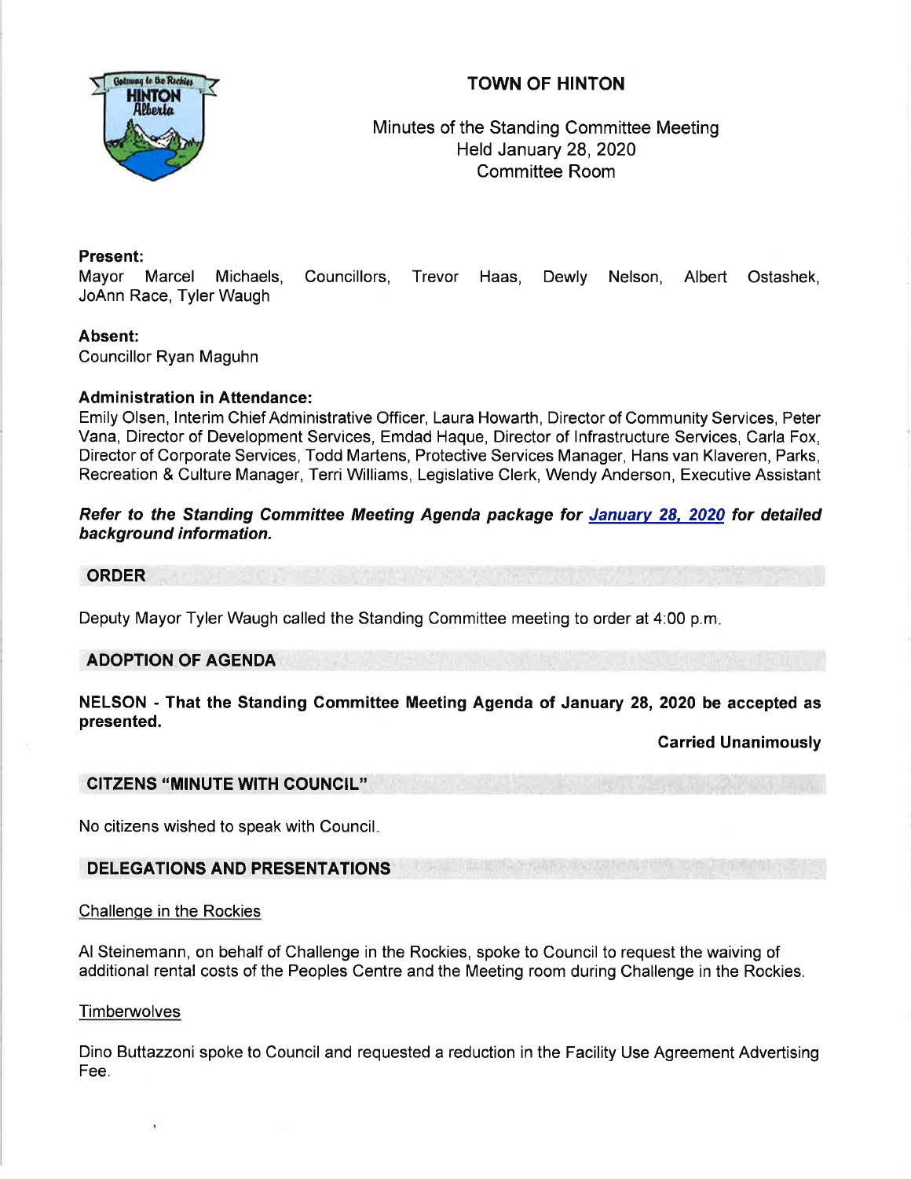# TOWN OF HINTON

Minutes of the Standing Committee Meeting
Held January 28, 2020
Committee Room

**Present:**
Mayor Marcel Michaels, Councillors, Trevor Haas, Dewly Nelson, Albert Ostashek, JoAnn Race, Tyler Waugh

**Absent:**
Councillor Ryan Maguhn

**Administration in Attendance:**
Emily Olsen, Interim Chief Administrative Officer, Laura Howarth, Director of Community Services, Peter Vana, Director of Development Services, Emdad Haque, Director of Infrastructure Services, Carla Fox, Director of Corporate Services, Todd Martens, Protective Services Manager, Hans van Klaveren, Parks, Recreation & Culture Manager, Terri Williams, Legislative Clerk, Wendy Anderson, Executive Assistant

***Refer to the Standing Committee Meeting Agenda package for January 28, 2020 for detailed background information.***

## ORDER

Deputy Mayor Tyler Waugh called the Standing Committee meeting to order at 4:00 p.m.

## ADOPTION OF AGENDA

**NELSON - That the Standing Committee Meeting Agenda of January 28, 2020 be accepted as presented.**

**Carried Unanimously**

## CITIZENS "MINUTE WITH COUNCIL"

No citizens wished to speak with Council.

## DELEGATIONS AND PRESENTATIONS

Challenge in the Rockies

Al Steinemann, on behalf of Challenge in the Rockies, spoke to Council to request the waiving of additional rental costs of the Peoples Centre and the Meeting room during Challenge in the Rockies.

Timberwolves

Dino Buttazzoni spoke to Council and requested a reduction in the Facility Use Agreement Advertising Fee.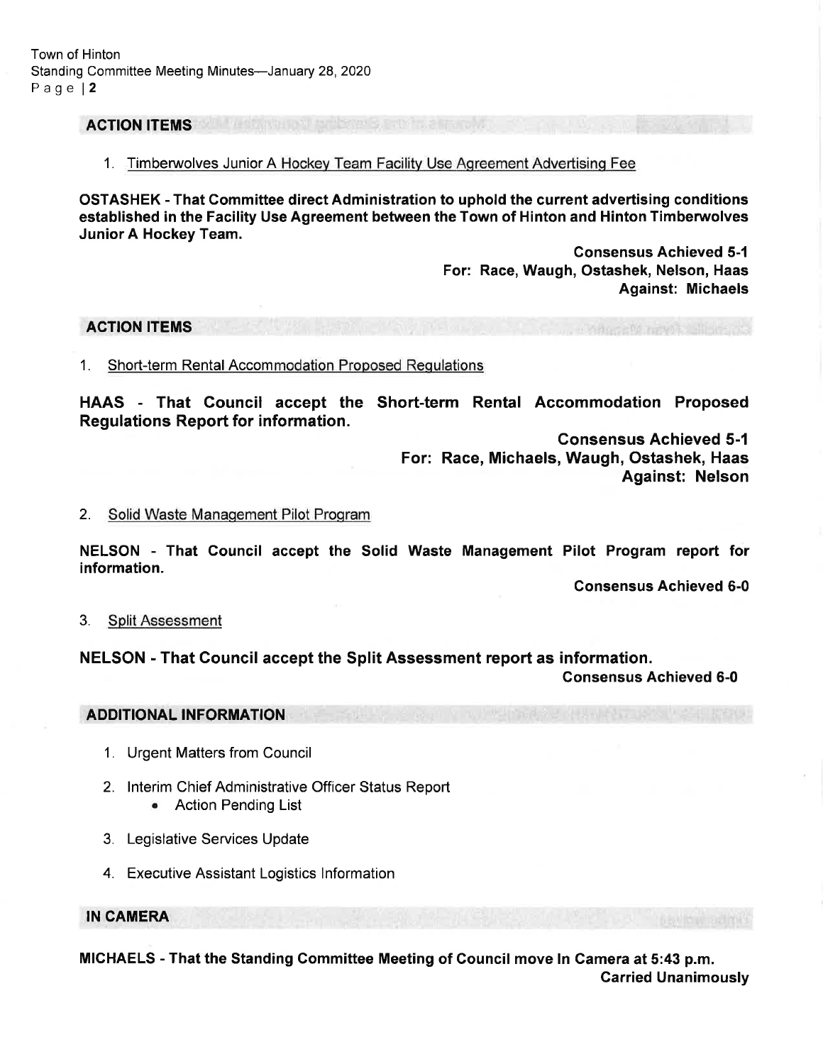## ACTION ITEMS

1. Timberwolves Junior A Hockey Team Facility Use Agreement Advertising Fee

**OSTASHEK - That Committee direct Administration to uphold the current advertising conditions established in the Facility Use Agreement between the Town of Hinton and Hinton Timberwolves Junior A Hockey Team.**

**Consensus Achieved 5-1**
**For: Race, Waugh, Ostashek, Nelson, Haas**
**Against: Michaels**

## ACTION ITEMS

1. Short-term Rental Accommodation Proposed Regulations

**HAAS - That Council accept the Short-term Rental Accommodation Proposed Regulations Report for information.**

**Consensus Achieved 5-1**
**For: Race, Michaels, Waugh, Ostashek, Haas**
**Against: Nelson**

2. Solid Waste Management Pilot Program

**NELSON - That Council accept the Solid Waste Management Pilot Program report for information.**

**Consensus Achieved 6-0**

3. Split Assessment

**NELSON - That Council accept the Split Assessment report as information.**

**Consensus Achieved 6-0**

## ADDITIONAL INFORMATION

1. Urgent Matters from Council
2. Interim Chief Administrative Officer Status Report
   - Action Pending List
3. Legislative Services Update
4. Executive Assistant Logistics Information

## IN CAMERA

**MICHAELS - That the Standing Committee Meeting of Council move In Camera at 5:43 p.m.**

**Carried Unanimously**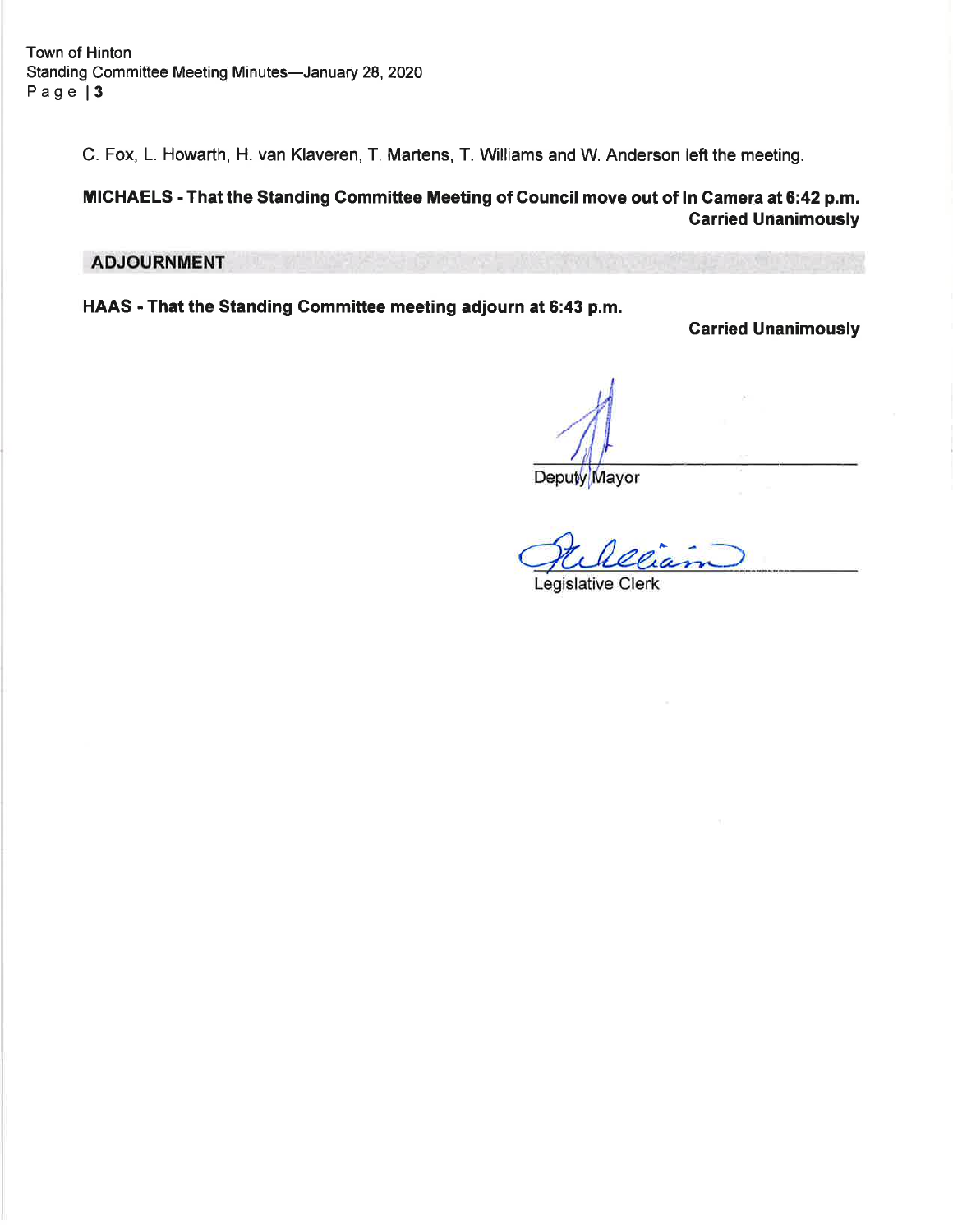C. Fox, L. Howarth, H. van Klaveren, T. Martens, T. Williams and W. Anderson left the meeting.

**MICHAELS - That the Standing Committee Meeting of Council move out of In Camera at 6:42 p.m.**
**Carried Unanimously**

## ADJOURNMENT

**HAAS - That the Standing Committee meeting adjourn at 6:43 p.m.**
**Carried Unanimously**

Deputy Mayor

Legislative Clerk